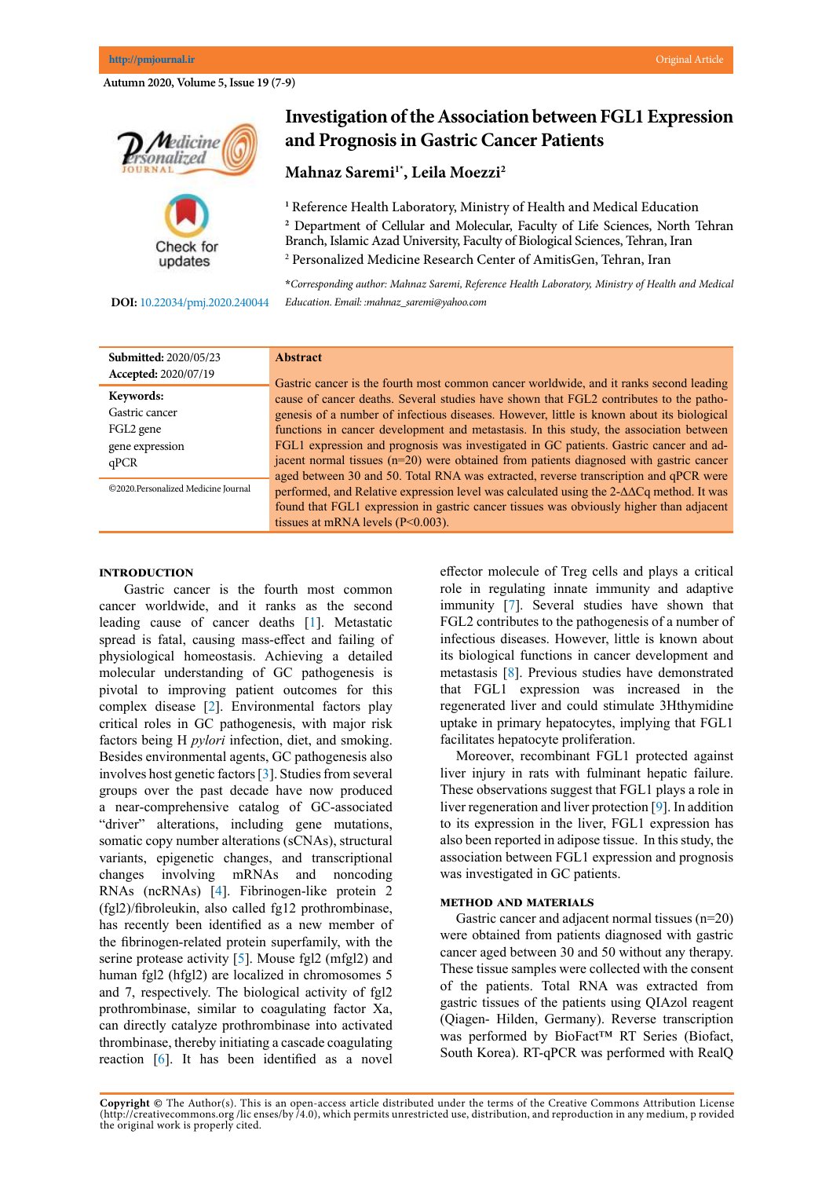# Investigation of the Association between FGL1 Expression and Prognosis in Gastric Cancer Patients

**Mahnaz Saremi[1*], Leila Moezzi[2]**

[1] Reference Health Laboratory, Ministry of Health and Medical Education

[2] Department of Cellular and Molecular, Faculty of Life Sciences, North Tehran Branch, Islamic Azad University, Faculty of Biological Sciences, Tehran, Iran

[2] Personalized Medicine Research Center of AmitisGen, Tehran, Iran

*Corresponding author: Mahnaz Saremi, Reference Health Laboratory, Ministry of Health and Medical Education. Email: :mahnaz_saremi@yahoo.com*

**DOI:** 10.22034/pmj.2020.240044

**Submitted:** 2020/05/23
**Accepted:** 2020/07/19

**Keywords:**
Gastric cancer
FGL2 gene
gene expression
qPCR

©2020.Personalized Medicine Journal

## Abstract

Gastric cancer is the fourth most common cancer worldwide, and it ranks second leading cause of cancer deaths. Several studies have shown that FGL2 contributes to the pathogenesis of a number of infectious diseases. However, little is known about its biological functions in cancer development and metastasis. In this study, the association between FGL1 expression and prognosis was investigated in GC patients. Gastric cancer and adjacent normal tissues (n=20) were obtained from patients diagnosed with gastric cancer aged between 30 and 50. Total RNA was extracted, reverse transcription and qPCR were performed, and Relative expression level was calculated using the 2-ΔΔCq method. It was found that FGL1 expression in gastric cancer tissues was obviously higher than adjacent tissues at mRNA levels (P<0.003).

## INTRODUCTION

Gastric cancer is the fourth most common cancer worldwide, and it ranks as the second leading cause of cancer deaths [1]. Metastatic spread is fatal, causing mass-effect and failing of physiological homeostasis. Achieving a detailed molecular understanding of GC pathogenesis is pivotal to improving patient outcomes for this complex disease [2]. Environmental factors play critical roles in GC pathogenesis, with major risk factors being H *pylori* infection, diet, and smoking. Besides environmental agents, GC pathogenesis also involves host genetic factors [3]. Studies from several groups over the past decade have now produced a near-comprehensive catalog of GC-associated "driver" alterations, including gene mutations, somatic copy number alterations (sCNAs), structural variants, epigenetic changes, and transcriptional changes involving mRNAs and noncoding RNAs (ncRNAs) [4]. Fibrinogen-like protein 2 (fgl2)/fibroleukin, also called fg12 prothrombinase, has recently been identified as a new member of the fibrinogen-related protein superfamily, with the serine protease activity [5]. Mouse fgl2 (mfgl2) and human fgl2 (hfgl2) are localized in chromosomes 5 and 7, respectively. The biological activity of fgl2 prothrombinase, similar to coagulating factor Xa, can directly catalyze prothrombinase into activated thrombinase, thereby initiating a cascade coagulating reaction [6]. It has been identified as a novel effector molecule of Treg cells and plays a critical role in regulating innate immunity and adaptive immunity [7]. Several studies have shown that FGL2 contributes to the pathogenesis of a number of infectious diseases. However, little is known about its biological functions in cancer development and metastasis [8]. Previous studies have demonstrated that FGL1 expression was increased in the regenerated liver and could stimulate 3Hthymidine uptake in primary hepatocytes, implying that FGL1 facilitates hepatocyte proliferation.

Moreover, recombinant FGL1 protected against liver injury in rats with fulminant hepatic failure. These observations suggest that FGL1 plays a role in liver regeneration and liver protection [9]. In addition to its expression in the liver, FGL1 expression has also been reported in adipose tissue. In this study, the association between FGL1 expression and prognosis was investigated in GC patients.

## METHOD AND MATERIALS

Gastric cancer and adjacent normal tissues (n=20) were obtained from patients diagnosed with gastric cancer aged between 30 and 50 without any therapy. These tissue samples were collected with the consent of the patients. Total RNA was extracted from gastric tissues of the patients using QIAzol reagent (Qiagen- Hilden, Germany). Reverse transcription was performed by BioFact™ RT Series (Biofact, South Korea). RT-qPCR was performed with RealQ

**Copyright ©** The Author(s). This is an open-access article distributed under the terms of the Creative Commons Attribution License (http://creativecommons.org /lic enses/by /4.0), which permits unrestricted use, distribution, and reproduction in any medium, p rovided the original work is properly cited.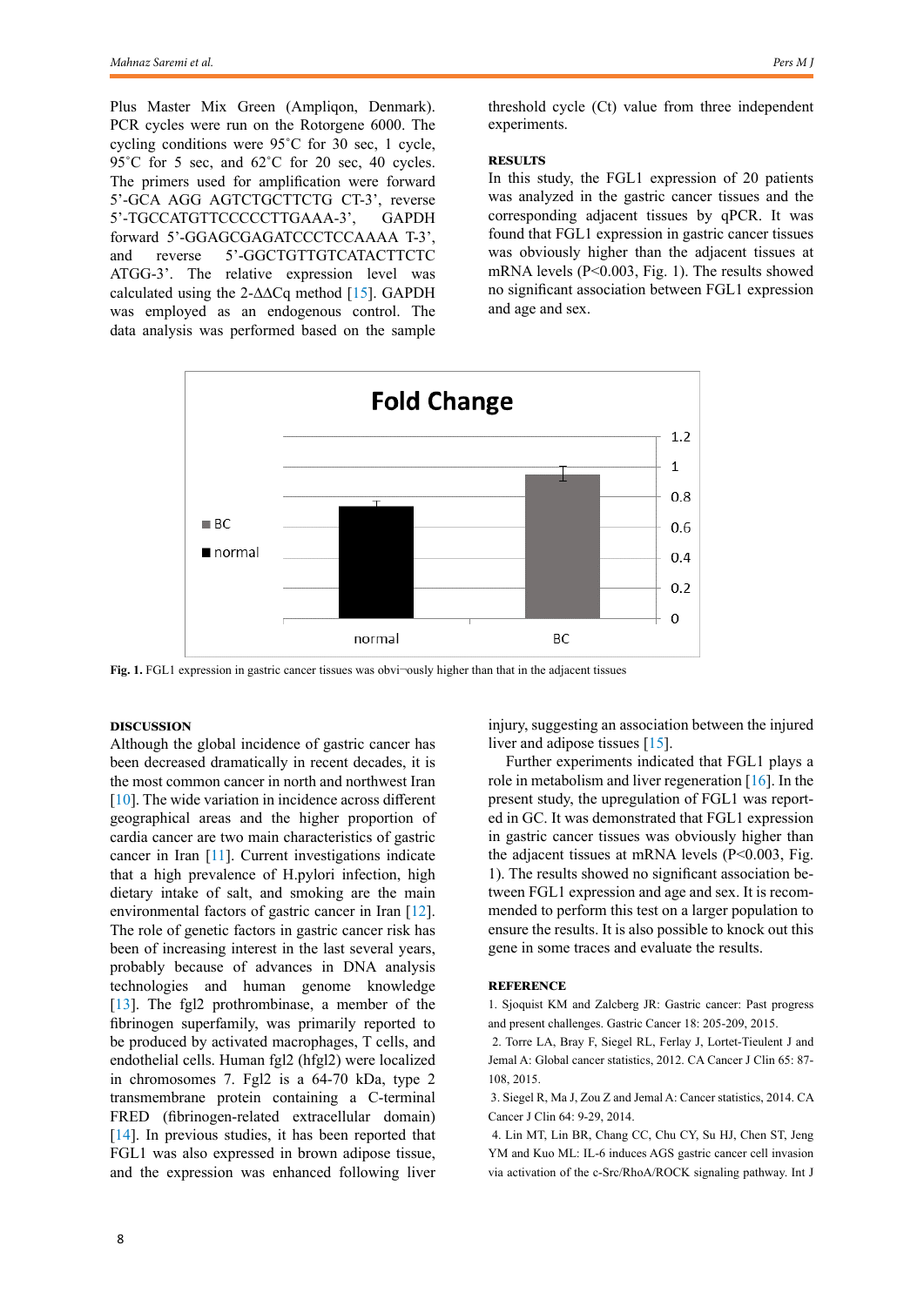Plus Master Mix Green (Ampliqon, Denmark). PCR cycles were run on the Rotorgene 6000. The cycling conditions were 95˚C for 30 sec, 1 cycle, 95˚C for 5 sec, and 62˚C for 20 sec, 40 cycles. The primers used for amplification were forward 5'-GCA AGG AGTCTGCTTCTG CT-3', reverse 5'-TGCCATGTTCCCCCTTGAAA-3', GAPDH forward 5'-GGAGCGAGATCCCTCCAAAA T-3', and reverse 5'-GGCTGTTGTCATACTTCTC ATGG-3'. The relative expression level was calculated using the 2-ΔΔCq method [15]. GAPDH was employed as an endogenous control. The data analysis was performed based on the sample threshold cycle (Ct) value from three independent experiments.

## RESULTS

In this study, the FGL1 expression of 20 patients was analyzed in the gastric cancer tissues and the corresponding adjacent tissues by qPCR. It was found that FGL1 expression in gastric cancer tissues was obviously higher than the adjacent tissues at mRNA levels (P<0.003, Fig. 1). The results showed no significant association between FGL1 expression and age and sex.

**Fig. 1.** FGL1 expression in gastric cancer tissues was obvi¬ously higher than that in the adjacent tissues

## DISCUSSION

Although the global incidence of gastric cancer has been decreased dramatically in recent decades, it is the most common cancer in north and northwest Iran [10]. The wide variation in incidence across different geographical areas and the higher proportion of cardia cancer are two main characteristics of gastric cancer in Iran [11]. Current investigations indicate that a high prevalence of H.pylori infection, high dietary intake of salt, and smoking are the main environmental factors of gastric cancer in Iran [12]. The role of genetic factors in gastric cancer risk has been of increasing interest in the last several years, probably because of advances in DNA analysis technologies and human genome knowledge [13]. The fgl2 prothrombinase, a member of the fibrinogen superfamily, was primarily reported to be produced by activated macrophages, T cells, and endothelial cells. Human fgl2 (hfgl2) were localized in chromosomes 7. Fgl2 is a 64-70 kDa, type 2 transmembrane protein containing a C-terminal FRED (fibrinogen-related extracellular domain) [14]. In previous studies, it has been reported that FGL1 was also expressed in brown adipose tissue, and the expression was enhanced following liver injury, suggesting an association between the injured liver and adipose tissues [15].

Further experiments indicated that FGL1 plays a role in metabolism and liver regeneration [16]. In the present study, the upregulation of FGL1 was reported in GC. It was demonstrated that FGL1 expression in gastric cancer tissues was obviously higher than the adjacent tissues at mRNA levels (P<0.003, Fig. 1). The results showed no significant association between FGL1 expression and age and sex. It is recommended to perform this test on a larger population to ensure the results. It is also possible to knock out this gene in some traces and evaluate the results.

## REFERENCE

1. Sjoquist KM and Zalcberg JR: Gastric cancer: Past progress and present challenges. Gastric Cancer 18: 205-209, 2015.

2. Torre LA, Bray F, Siegel RL, Ferlay J, Lortet-Tieulent J and Jemal A: Global cancer statistics, 2012. CA Cancer J Clin 65: 87-108, 2015.

3. Siegel R, Ma J, Zou Z and Jemal A: Cancer statistics, 2014. CA Cancer J Clin 64: 9-29, 2014.

4. Lin MT, Lin BR, Chang CC, Chu CY, Su HJ, Chen ST, Jeng YM and Kuo ML: IL-6 induces AGS gastric cancer cell invasion via activation of the c-Src/RhoA/ROCK signaling pathway. Int J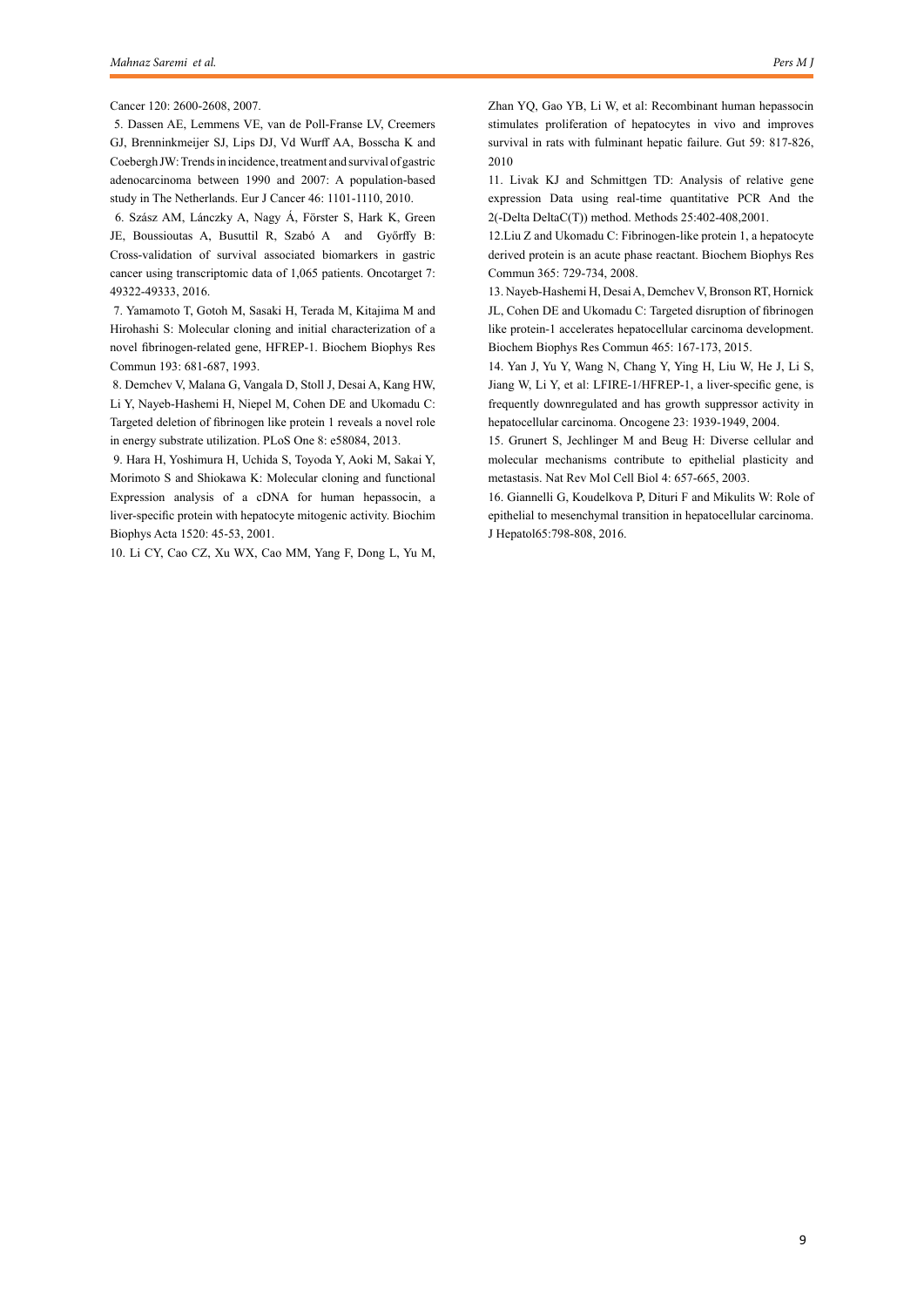Cancer 120: 2600-2608, 2007.

5. Dassen AE, Lemmens VE, van de Poll-Franse LV, Creemers GJ, Brenninkmeijer SJ, Lips DJ, Vd Wurff AA, Bosscha K and Coebergh JW: Trends in incidence, treatment and survival of gastric adenocarcinoma between 1990 and 2007: A population-based study in The Netherlands. Eur J Cancer 46: 1101-1110, 2010.

6. Szász AM, Lánczky A, Nagy Á, Förster S, Hark K, Green JE, Boussioutas A, Busuttil R, Szabó A and Győrffy B: Cross-validation of survival associated biomarkers in gastric cancer using transcriptomic data of 1,065 patients. Oncotarget 7: 49322-49333, 2016.

7. Yamamoto T, Gotoh M, Sasaki H, Terada M, Kitajima M and Hirohashi S: Molecular cloning and initial characterization of a novel fibrinogen-related gene, HFREP-1. Biochem Biophys Res Commun 193: 681-687, 1993.

8. Demchev V, Malana G, Vangala D, Stoll J, Desai A, Kang HW, Li Y, Nayeb-Hashemi H, Niepel M, Cohen DE and Ukomadu C: Targeted deletion of fibrinogen like protein 1 reveals a novel role in energy substrate utilization. PLoS One 8: e58084, 2013.

9. Hara H, Yoshimura H, Uchida S, Toyoda Y, Aoki M, Sakai Y, Morimoto S and Shiokawa K: Molecular cloning and functional Expression analysis of a cDNA for human hepassocin, a liver-specific protein with hepatocyte mitogenic activity. Biochim Biophys Acta 1520: 45-53, 2001.

10. Li CY, Cao CZ, Xu WX, Cao MM, Yang F, Dong L, Yu M, Zhan YQ, Gao YB, Li W, et al: Recombinant human hepassocin stimulates proliferation of hepatocytes in vivo and improves survival in rats with fulminant hepatic failure. Gut 59: 817-826, 2010

11. Livak KJ and Schmittgen TD: Analysis of relative gene expression Data using real-time quantitative PCR And the 2(-Delta DeltaC(T)) method. Methods 25:402-408,2001.

12.Liu Z and Ukomadu C: Fibrinogen-like protein 1, a hepatocyte derived protein is an acute phase reactant. Biochem Biophys Res Commun 365: 729-734, 2008.

13. Nayeb-Hashemi H, Desai A, Demchev V, Bronson RT, Hornick JL, Cohen DE and Ukomadu C: Targeted disruption of fibrinogen like protein-1 accelerates hepatocellular carcinoma development. Biochem Biophys Res Commun 465: 167-173, 2015.

14. Yan J, Yu Y, Wang N, Chang Y, Ying H, Liu W, He J, Li S, Jiang W, Li Y, et al: LFIRE-1/HFREP-1, a liver-specific gene, is frequently downregulated and has growth suppressor activity in hepatocellular carcinoma. Oncogene 23: 1939-1949, 2004.

15. Grunert S, Jechlinger M and Beug H: Diverse cellular and molecular mechanisms contribute to epithelial plasticity and metastasis. Nat Rev Mol Cell Biol 4: 657-665, 2003.

16. Giannelli G, Koudelkova P, Dituri F and Mikulits W: Role of epithelial to mesenchymal transition in hepatocellular carcinoma. J Hepatol65:798-808, 2016.